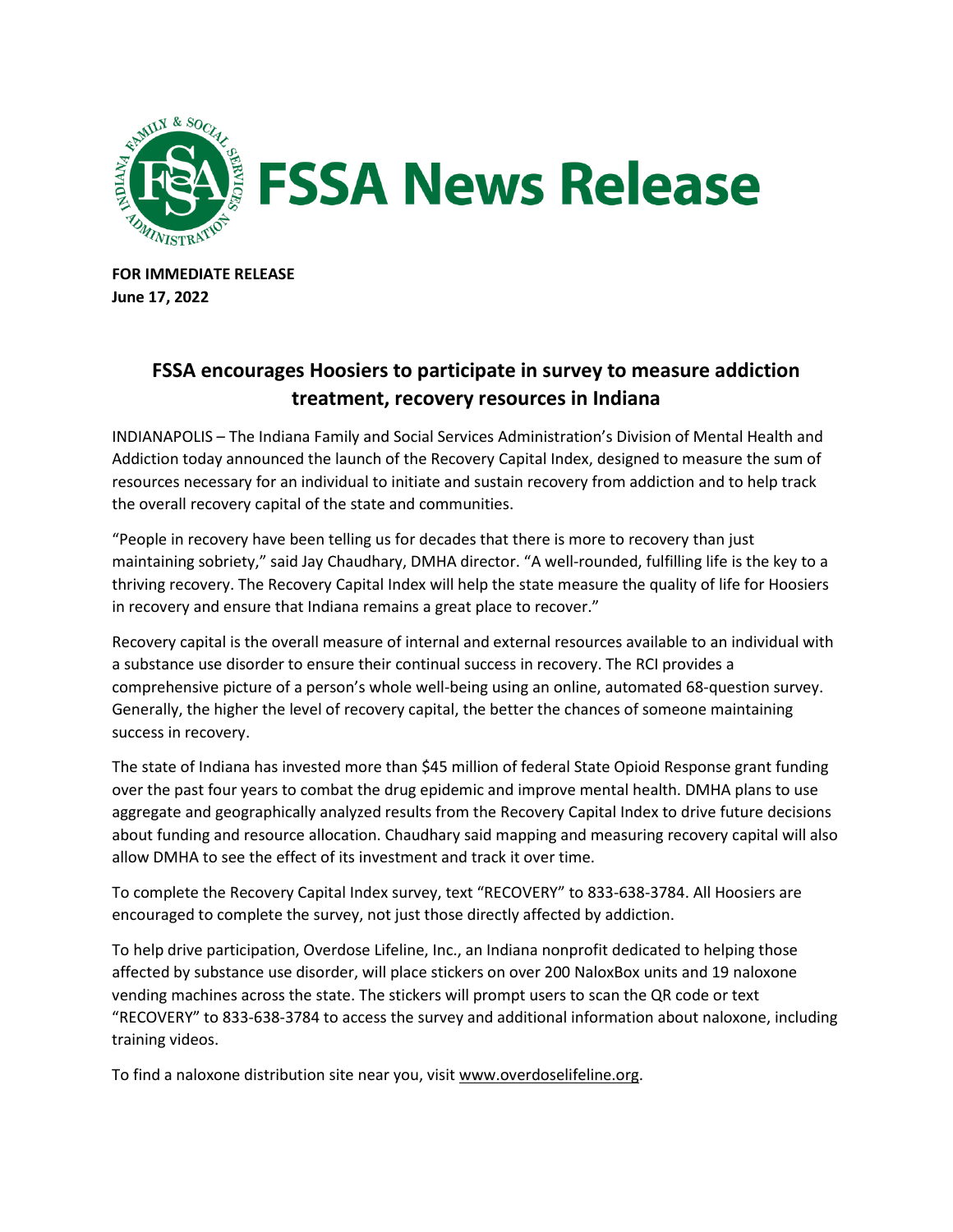# FSSA News Release

**FOR IMMEDIATE RELEASE**
**June 17, 2022**

## FSSA encourages Hoosiers to participate in survey to measure addiction treatment, recovery resources in Indiana

INDIANAPOLIS – The Indiana Family and Social Services Administration's Division of Mental Health and Addiction today announced the launch of the Recovery Capital Index, designed to measure the sum of resources necessary for an individual to initiate and sustain recovery from addiction and to help track the overall recovery capital of the state and communities.

"People in recovery have been telling us for decades that there is more to recovery than just maintaining sobriety," said Jay Chaudhary, DMHA director. "A well-rounded, fulfilling life is the key to a thriving recovery. The Recovery Capital Index will help the state measure the quality of life for Hoosiers in recovery and ensure that Indiana remains a great place to recover."

Recovery capital is the overall measure of internal and external resources available to an individual with a substance use disorder to ensure their continual success in recovery. The RCI provides a comprehensive picture of a person's whole well-being using an online, automated 68-question survey. Generally, the higher the level of recovery capital, the better the chances of someone maintaining success in recovery.

The state of Indiana has invested more than $45 million of federal State Opioid Response grant funding over the past four years to combat the drug epidemic and improve mental health. DMHA plans to use aggregate and geographically analyzed results from the Recovery Capital Index to drive future decisions about funding and resource allocation. Chaudhary said mapping and measuring recovery capital will also allow DMHA to see the effect of its investment and track it over time.

To complete the Recovery Capital Index survey, text "RECOVERY" to 833-638-3784. All Hoosiers are encouraged to complete the survey, not just those directly affected by addiction.

To help drive participation, Overdose Lifeline, Inc., an Indiana nonprofit dedicated to helping those affected by substance use disorder, will place stickers on over 200 NaloxBox units and 19 naloxone vending machines across the state. The stickers will prompt users to scan the QR code or text "RECOVERY" to 833-638-3784 to access the survey and additional information about naloxone, including training videos.

To find a naloxone distribution site near you, visit www.overdoselifeline.org.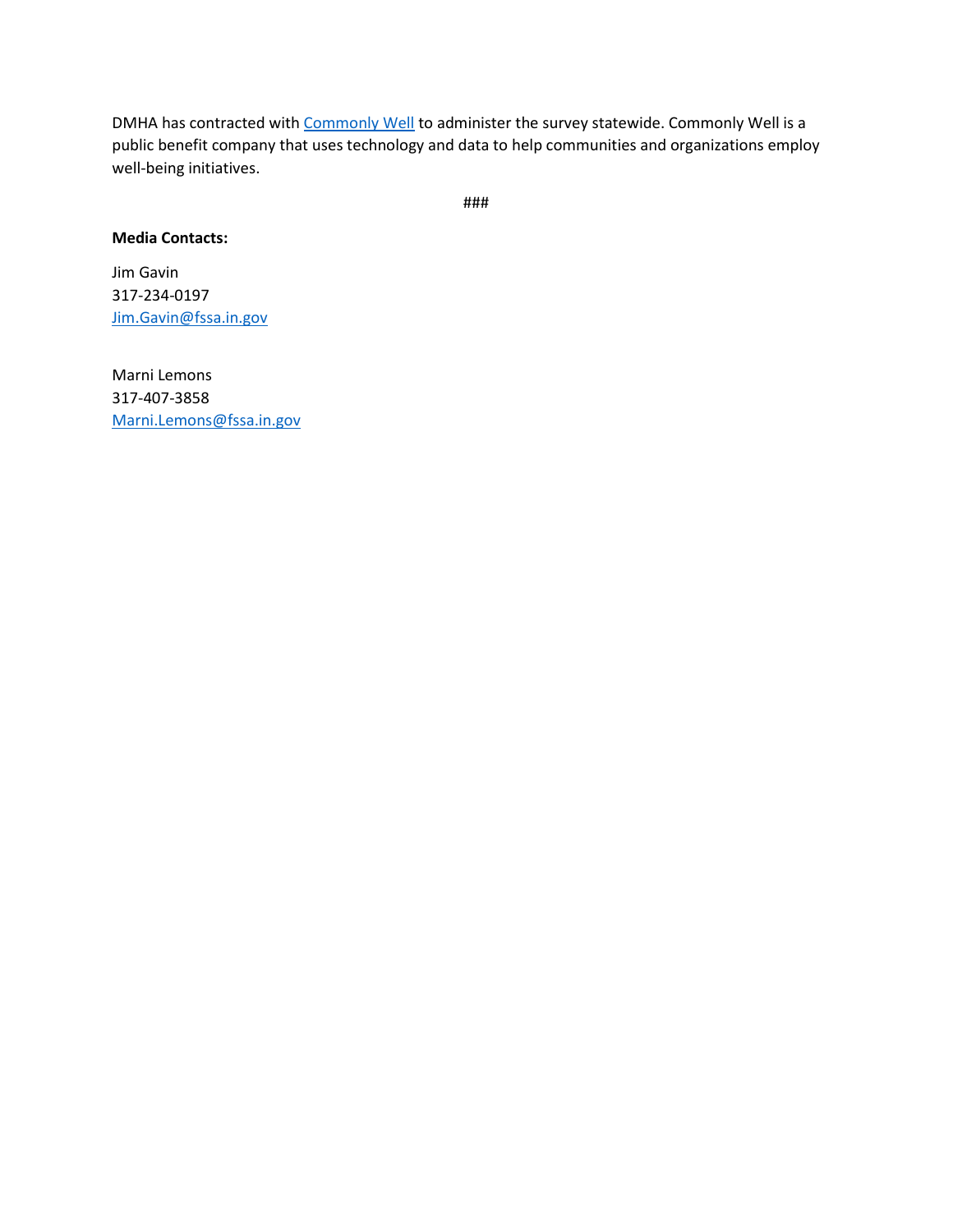DMHA has contracted with [Commonly Well](#) to administer the survey statewide. Commonly Well is a public benefit company that uses technology and data to help communities and organizations employ well-being initiatives.

###

**Media Contacts:**

Jim Gavin
317-234-0197
Jim.Gavin@fssa.in.gov

Marni Lemons
317-407-3858
Marni.Lemons@fssa.in.gov